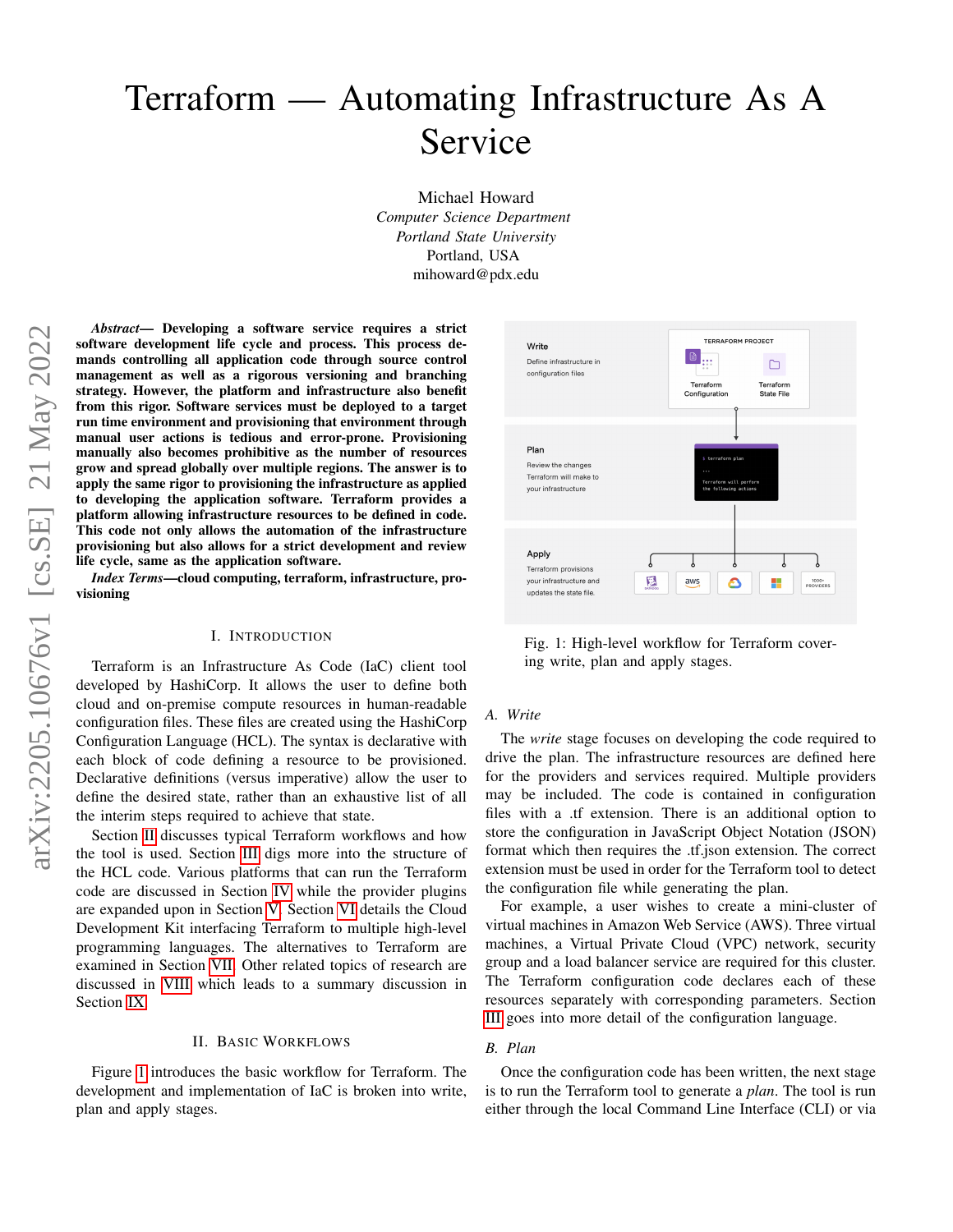# Terraform — Automating Infrastructure As A Service

Michael Howard
*Computer Science Department*
*Portland State University*
Portland, USA
mihoward@pdx.edu

***Abstract*— Developing a software service requires a strict software development life cycle and process. This process demands controlling all application code through source control management as well as a rigorous versioning and branching strategy. However, the platform and infrastructure also benefit from this rigor. Software services must be deployed to a target run time environment and provisioning that environment through manual user actions is tedious and error-prone. Provisioning manually also becomes prohibitive as the number of resources grow and spread globally over multiple regions. The answer is to apply the same rigor to provisioning the infrastructure as applied to developing the application software. Terraform provides a platform allowing infrastructure resources to be defined in code. This code not only allows the automation of the infrastructure provisioning but also allows for a strict development and review life cycle, same as the application software.**

***Index Terms*—cloud computing, terraform, infrastructure, provisioning**

## I. Introduction

Terraform is an Infrastructure As Code (IaC) client tool developed by HashiCorp. It allows the user to define both cloud and on-premise compute resources in human-readable configuration files. These files are created using the HashiCorp Configuration Language (HCL). The syntax is declarative with each block of code defining a resource to be provisioned. Declarative definitions (versus imperative) allow the user to define the desired state, rather than an exhaustive list of all the interim steps required to achieve that state.

Section II discusses typical Terraform workflows and how the tool is used. Section III digs more into the structure of the HCL code. Various platforms that can run the Terraform code are discussed in Section IV while the provider plugins are expanded upon in Section V. Section VI details the Cloud Development Kit interfacing Terraform to multiple high-level programming languages. The alternatives to Terraform are examined in Section VII. Other related topics of research are discussed in VIII which leads to a summary discussion in Section IX.

## II. Basic Workflows

Figure 1 introduces the basic workflow for Terraform. The development and implementation of IaC is broken into write, plan and apply stages.

Fig. 1: High-level workflow for Terraform covering write, plan and apply stages.

### A. Write

The *write* stage focuses on developing the code required to drive the plan. The infrastructure resources are defined here for the providers and services required. Multiple providers may be included. The code is contained in configuration files with a .tf extension. There is an additional option to store the configuration in JavaScript Object Notation (JSON) format which then requires the .tf.json extension. The correct extension must be used in order for the Terraform tool to detect the configuration file while generating the plan.

For example, a user wishes to create a mini-cluster of virtual machines in Amazon Web Service (AWS). Three virtual machines, a Virtual Private Cloud (VPC) network, security group and a load balancer service are required for this cluster. The Terraform configuration code declares each of these resources separately with corresponding parameters. Section III goes into more detail of the configuration language.

### B. Plan

Once the configuration code has been written, the next stage is to run the Terraform tool to generate a *plan*. The tool is run either through the local Command Line Interface (CLI) or via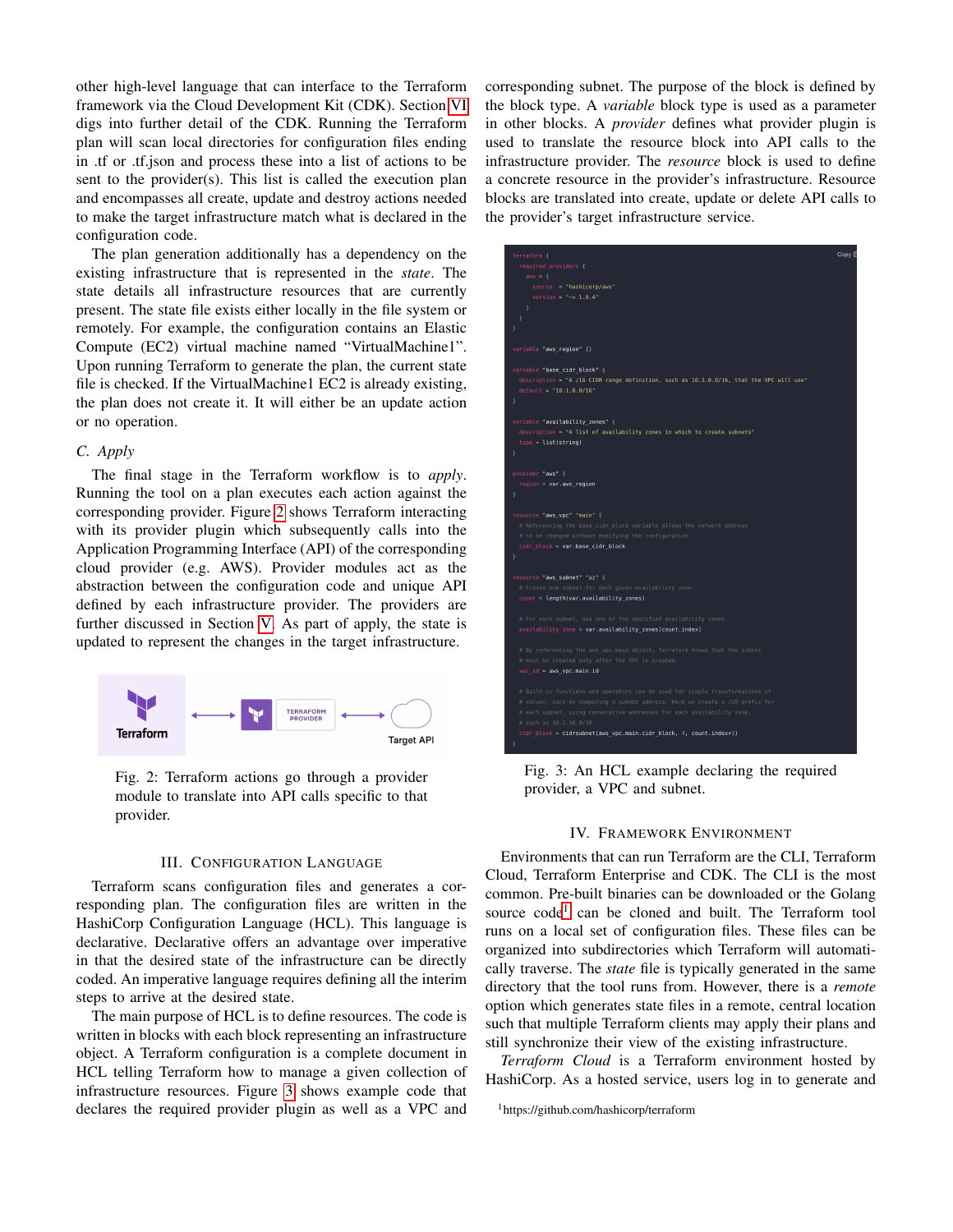other high-level language that can interface to the Terraform framework via the Cloud Development Kit (CDK). Section VI digs into further detail of the CDK. Running the Terraform plan will scan local directories for configuration files ending in .tf or .tf.json and process these into a list of actions to be sent to the provider(s). This list is called the execution plan and encompasses all create, update and destroy actions needed to make the target infrastructure match what is declared in the configuration code.

The plan generation additionally has a dependency on the existing infrastructure that is represented in the *state*. The state details all infrastructure resources that are currently present. The state file exists either locally in the file system or remotely. For example, the configuration contains an Elastic Compute (EC2) virtual machine named "VirtualMachine1". Upon running Terraform to generate the plan, the current state file is checked. If the VirtualMachine1 EC2 is already existing, the plan does not create it. It will either be an update action or no operation.

### C. Apply

The final stage in the Terraform workflow is to *apply*. Running the tool on a plan executes each action against the corresponding provider. Figure 2 shows Terraform interacting with its provider plugin which subsequently calls into the Application Programming Interface (API) of the corresponding cloud provider (e.g. AWS). Provider modules act as the abstraction between the configuration code and unique API defined by each infrastructure provider. The providers are further discussed in Section V. As part of apply, the state is updated to represent the changes in the target infrastructure.

Terraform ⟷ TERRAFORM PROVIDER ⟷ Target API

Fig. 2: Terraform actions go through a provider module to translate into API calls specific to that provider.

## III. Configuration Language

Terraform scans configuration files and generates a corresponding plan. The configuration files are written in the HashiCorp Configuration Language (HCL). This language is declarative. Declarative offers an advantage over imperative in that the desired state of the infrastructure can be directly coded. An imperative language requires defining all the interim steps to arrive at the desired state.

The main purpose of HCL is to define resources. The code is written in blocks with each block representing an infrastructure object. A Terraform configuration is a complete document in HCL telling Terraform how to manage a given collection of infrastructure resources. Figure 3 shows example code that declares the required provider plugin as well as a VPC and corresponding subnet. The purpose of the block is defined by the block type. A *variable* block type is used as a parameter in other blocks. A *provider* defines what provider plugin is used to translate the resource block into API calls to the infrastructure provider. The *resource* block is used to define a concrete resource in the provider's infrastructure. Resource blocks are translated into create, update or delete API calls to the provider's target infrastructure service.

```
terraform {
  required_providers {
    aws = {
      source  = "hashicorp/aws"
      version = "~> 1.0.4"
    }
  }
}

variable "aws_region" {}

variable "base_cidr_block" {
  description = "A /16 CIDR range definition, such as 10.1.0.0/16, that the VPC will use"
  default = "10.1.0.0/16"
}

variable "availability_zones" {
  description = "A list of availability zones in which to create subnets"
  type = list(string)
}

provider "aws" {
  region = var.aws_region
}

resource "aws_vpc" "main" {
  # Referencing the base_cidr_block variable allows the network address
  # to be changed without modifying the configuration.
  cidr_block = var.base_cidr_block
}

resource "aws_subnet" "az" {
  # Create one subnet for each given availability zone.
  count = length(var.availability_zones)

  # For each subnet, use one of the specified availability zones.
  availability_zone = var.availability_zones[count.index]

  # By referencing the aws_vpc.main object, Terraform knows that the subnet
  # must be created only after the VPC is created.
  vpc_id = aws_vpc.main.id

  # Built-in functions and operators can be used for simple transformations of
  # values, such as computing a subnet address. Here we create a /20 prefix for
  # each subnet, using consecutive addresses for each availability zone,
  # such as 10.1.16.0/20 .
  cidr_block = cidrsubnet(aws_vpc.main.cidr_block, 4, count.index+1)
}
```

Fig. 3: An HCL example declaring the required provider, a VPC and subnet.

## IV. Framework Environment

Environments that can run Terraform are the CLI, Terraform Cloud, Terraform Enterprise and CDK. The CLI is the most common. Pre-built binaries can be downloaded or the Golang source code[1] can be cloned and built. The Terraform tool runs on a local set of configuration files. These files can be organized into subdirectories which Terraform will automatically traverse. The *state* file is typically generated in the same directory that the tool runs from. However, there is a *remote* option which generates state files in a remote, central location such that multiple Terraform clients may apply their plans and still synchronize their view of the existing infrastructure.

*Terraform Cloud* is a Terraform environment hosted by HashiCorp. As a hosted service, users log in to generate and

[1] https://github.com/hashicorp/terraform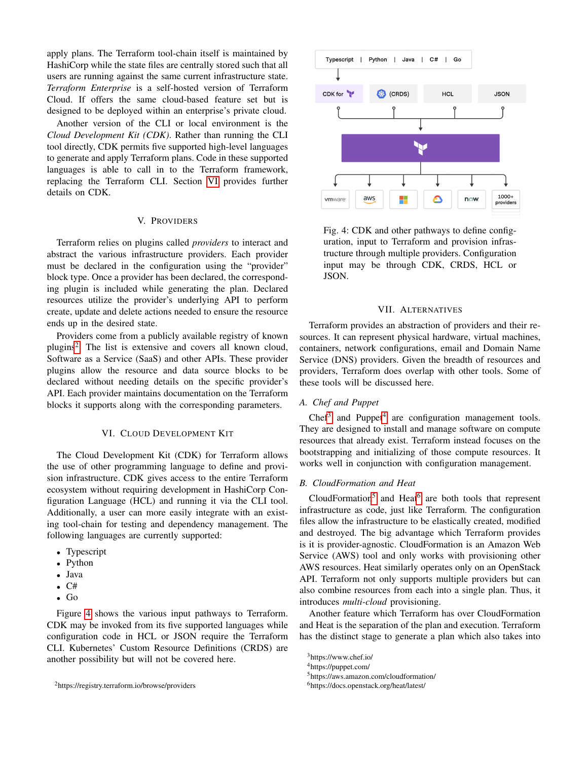apply plans. The Terraform tool-chain itself is maintained by HashiCorp while the state files are centrally stored such that all users are running against the same current infrastructure state. *Terraform Enterprise* is a self-hosted version of Terraform Cloud. If offers the same cloud-based feature set but is designed to be deployed within an enterprise's private cloud.

Another version of the CLI or local environment is the *Cloud Development Kit (CDK)*. Rather than running the CLI tool directly, CDK permits five supported high-level languages to generate and apply Terraform plans. Code in these supported languages is able to call in to the Terraform framework, replacing the Terraform CLI. Section VI provides further details on CDK.

## V. Providers

Terraform relies on plugins called *providers* to interact and abstract the various infrastructure providers. Each provider must be declared in the configuration using the "provider" block type. Once a provider has been declared, the corresponding plugin is included while generating the plan. Declared resources utilize the provider's underlying API to perform create, update and delete actions needed to ensure the resource ends up in the desired state.

Providers come from a publicly available registry of known plugins[2]. The list is extensive and covers all known cloud, Software as a Service (SaaS) and other APIs. These provider plugins allow the resource and data source blocks to be declared without needing details on the specific provider's API. Each provider maintains documentation on the Terraform blocks it supports along with the corresponding parameters.

## VI. Cloud Development Kit

The Cloud Development Kit (CDK) for Terraform allows the use of other programming language to define and provision infrastructure. CDK gives access to the entire Terraform ecosystem without requiring development in HashiCorp Configuration Language (HCL) and running it via the CLI tool. Additionally, a user can more easily integrate with an existing tool-chain for testing and dependency management. The following languages are currently supported:

- Typescript
- Python
- Java
- C#
- Go

Figure 4 shows the various input pathways to Terraform. CDK may be invoked from its five supported languages while configuration code in HCL or JSON require the Terraform CLI. Kubernetes' Custom Resource Definitions (CRDS) are another possibility but will not be covered here.

[2]https://registry.terraform.io/browse/providers

Fig. 4: CDK and other pathways to define configuration, input to Terraform and provision infrastructure through multiple providers. Configuration input may be through CDK, CRDS, HCL or JSON.

## VII. Alternatives

Terraform provides an abstraction of providers and their resources. It can represent physical hardware, virtual machines, containers, network configurations, email and Domain Name Service (DNS) providers. Given the breadth of resources and providers, Terraform does overlap with other tools. Some of these tools will be discussed here.

### A. Chef and Puppet

Chef[3] and Puppet[4] are configuration management tools. They are designed to install and manage software on compute resources that already exist. Terraform instead focuses on the bootstrapping and initializing of those compute resources. It works well in conjunction with configuration management.

### B. CloudFormation and Heat

CloudFormation[5] and Heat[6] are both tools that represent infrastructure as code, just like Terraform. The configuration files allow the infrastructure to be elastically created, modified and destroyed. The big advantage which Terraform provides is it is provider-agnostic. CloudFormation is an Amazon Web Service (AWS) tool and only works with provisioning other AWS resources. Heat similarly operates only on an OpenStack API. Terraform not only supports multiple providers but can also combine resources from each into a single plan. Thus, it introduces *multi-cloud* provisioning.

Another feature which Terraform has over CloudFormation and Heat is the separation of the plan and execution. Terraform has the distinct stage to generate a plan which also takes into

[3]https://www.chef.io/
[4]https://puppet.com/
[5]https://aws.amazon.com/cloudformation/
[6]https://docs.openstack.org/heat/latest/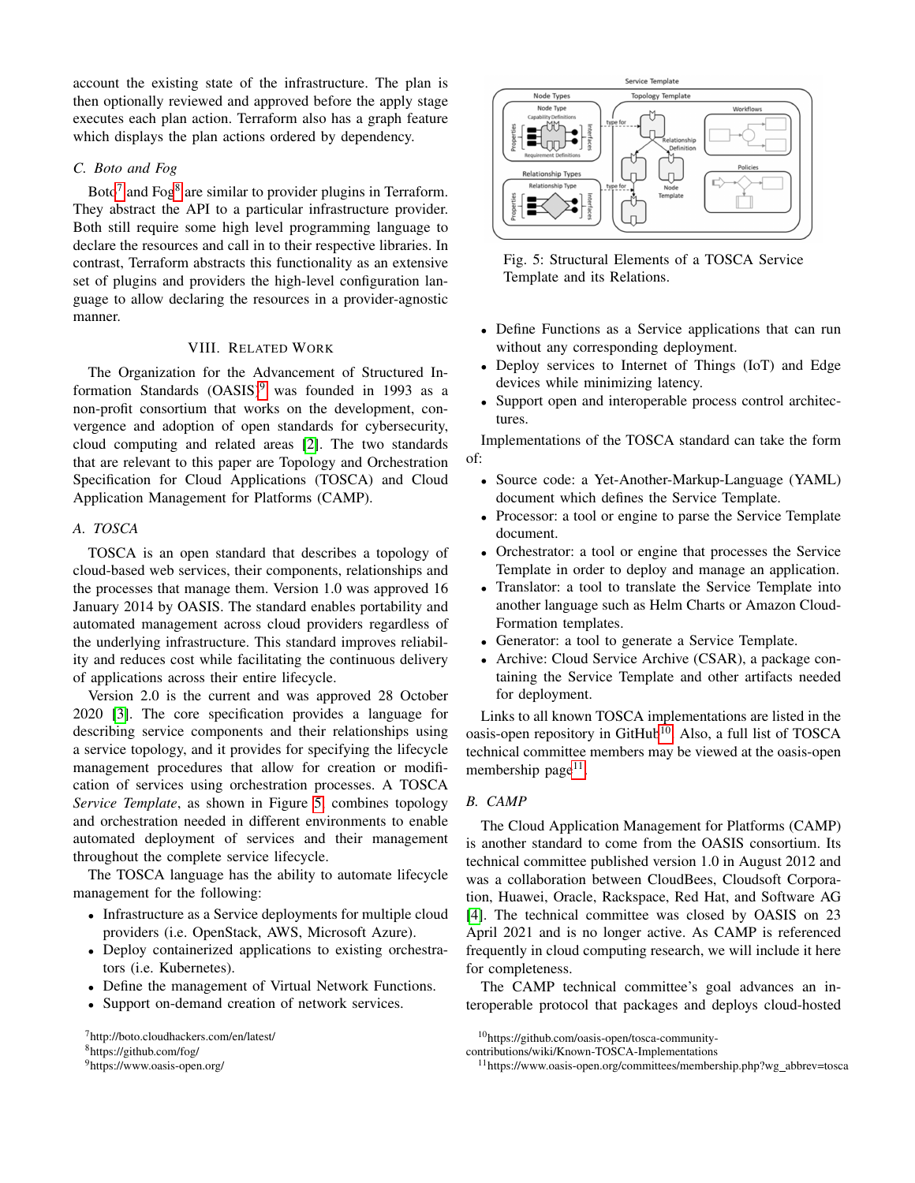account the existing state of the infrastructure. The plan is then optionally reviewed and approved before the apply stage executes each plan action. Terraform also has a graph feature which displays the plan actions ordered by dependency.

### C. Boto and Fog

Boto[7] and Fog[8] are similar to provider plugins in Terraform. They abstract the API to a particular infrastructure provider. Both still require some high level programming language to declare the resources and call in to their respective libraries. In contrast, Terraform abstracts this functionality as an extensive set of plugins and providers the high-level configuration language to allow declaring the resources in a provider-agnostic manner.

## VIII. Related Work

The Organization for the Advancement of Structured Information Standards (OASIS)[9] was founded in 1993 as a non-profit consortium that works on the development, convergence and adoption of open standards for cybersecurity, cloud computing and related areas [2]. The two standards that are relevant to this paper are Topology and Orchestration Specification for Cloud Applications (TOSCA) and Cloud Application Management for Platforms (CAMP).

### A. TOSCA

TOSCA is an open standard that describes a topology of cloud-based web services, their components, relationships and the processes that manage them. Version 1.0 was approved 16 January 2014 by OASIS. The standard enables portability and automated management across cloud providers regardless of the underlying infrastructure. This standard improves reliability and reduces cost while facilitating the continuous delivery of applications across their entire lifecycle.

Version 2.0 is the current and was approved 28 October 2020 [3]. The core specification provides a language for describing service components and their relationships using a service topology, and it provides for specifying the lifecycle management procedures that allow for creation or modification of services using orchestration processes. A TOSCA *Service Template*, as shown in Figure 5, combines topology and orchestration needed in different environments to enable automated deployment of services and their management throughout the complete service lifecycle.

The TOSCA language has the ability to automate lifecycle management for the following:

- Infrastructure as a Service deployments for multiple cloud providers (i.e. OpenStack, AWS, Microsoft Azure).
- Deploy containerized applications to existing orchestrators (i.e. Kubernetes).
- Define the management of Virtual Network Functions.
- Support on-demand creation of network services.

Fig. 5: Structural Elements of a TOSCA Service Template and its Relations.

- Define Functions as a Service applications that can run without any corresponding deployment.
- Deploy services to Internet of Things (IoT) and Edge devices while minimizing latency.
- Support open and interoperable process control architectures.

Implementations of the TOSCA standard can take the form of:

- Source code: a Yet-Another-Markup-Language (YAML) document which defines the Service Template.
- Processor: a tool or engine to parse the Service Template document.
- Orchestrator: a tool or engine that processes the Service Template in order to deploy and manage an application.
- Translator: a tool to translate the Service Template into another language such as Helm Charts or Amazon CloudFormation templates.
- Generator: a tool to generate a Service Template.
- Archive: Cloud Service Archive (CSAR), a package containing the Service Template and other artifacts needed for deployment.

Links to all known TOSCA implementations are listed in the oasis-open repository in GitHub[10]. Also, a full list of TOSCA technical committee members may be viewed at the oasis-open membership page[11].

### B. CAMP

The Cloud Application Management for Platforms (CAMP) is another standard to come from the OASIS consortium. Its technical committee published version 1.0 in August 2012 and was a collaboration between CloudBees, Cloudsoft Corporation, Huawei, Oracle, Rackspace, Red Hat, and Software AG [4]. The technical committee was closed by OASIS on 23 April 2021 and is no longer active. As CAMP is referenced frequently in cloud computing research, we will include it here for completeness.

The CAMP technical committee's goal advances an interoperable protocol that packages and deploys cloud-hosted

[7] http://boto.cloudhackers.com/en/latest/
[8] https://github.com/fog/
[9] https://www.oasis-open.org/
[10] https://github.com/oasis-open/tosca-community-contributions/wiki/Known-TOSCA-Implementations
[11] https://www.oasis-open.org/committees/membership.php?wg_abbrev=tosca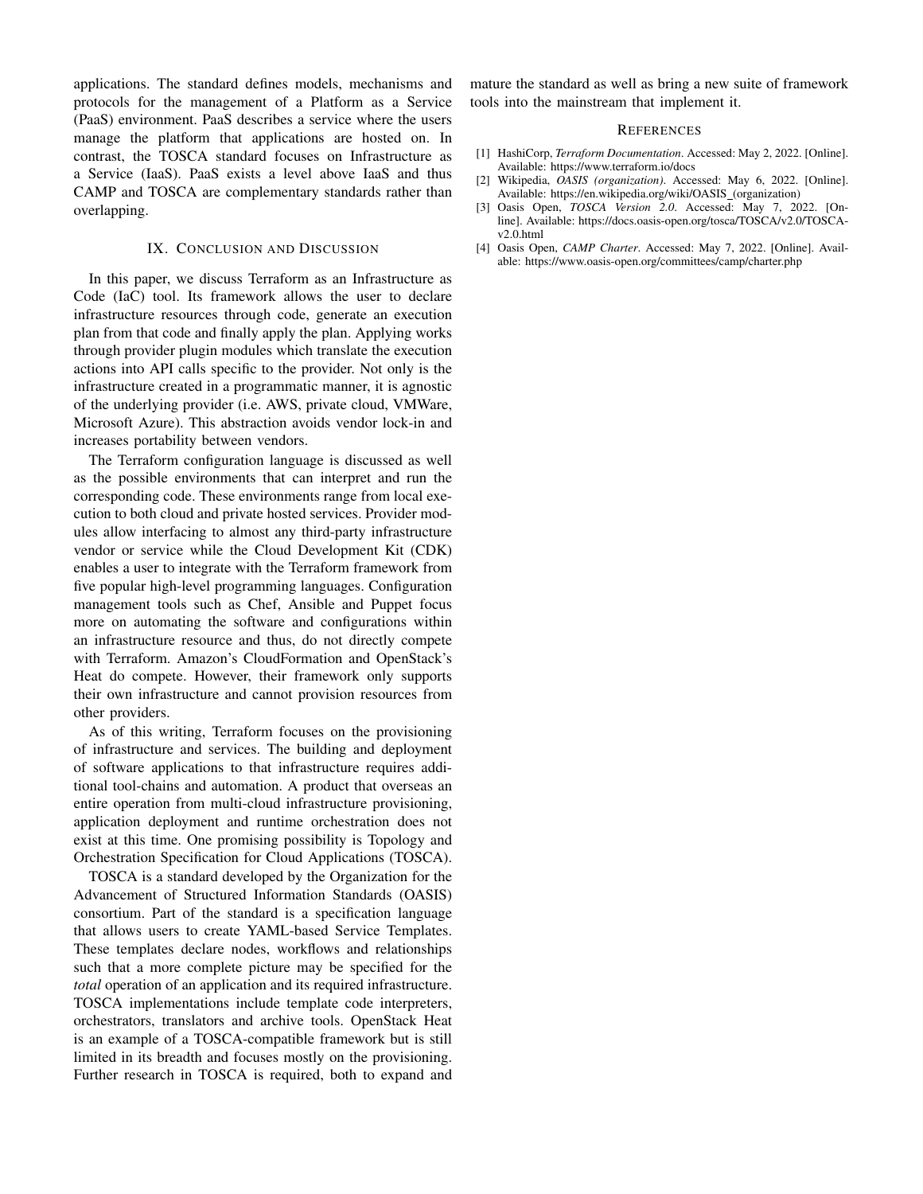applications. The standard defines models, mechanisms and protocols for the management of a Platform as a Service (PaaS) environment. PaaS describes a service where the users manage the platform that applications are hosted on. In contrast, the TOSCA standard focuses on Infrastructure as a Service (IaaS). PaaS exists a level above IaaS and thus CAMP and TOSCA are complementary standards rather than overlapping.

## IX. Conclusion and Discussion

In this paper, we discuss Terraform as an Infrastructure as Code (IaC) tool. Its framework allows the user to declare infrastructure resources through code, generate an execution plan from that code and finally apply the plan. Applying works through provider plugin modules which translate the execution actions into API calls specific to the provider. Not only is the infrastructure created in a programmatic manner, it is agnostic of the underlying provider (i.e. AWS, private cloud, VMWare, Microsoft Azure). This abstraction avoids vendor lock-in and increases portability between vendors.

The Terraform configuration language is discussed as well as the possible environments that can interpret and run the corresponding code. These environments range from local execution to both cloud and private hosted services. Provider modules allow interfacing to almost any third-party infrastructure vendor or service while the Cloud Development Kit (CDK) enables a user to integrate with the Terraform framework from five popular high-level programming languages. Configuration management tools such as Chef, Ansible and Puppet focus more on automating the software and configurations within an infrastructure resource and thus, do not directly compete with Terraform. Amazon's CloudFormation and OpenStack's Heat do compete. However, their framework only supports their own infrastructure and cannot provision resources from other providers.

As of this writing, Terraform focuses on the provisioning of infrastructure and services. The building and deployment of software applications to that infrastructure requires additional tool-chains and automation. A product that overseas an entire operation from multi-cloud infrastructure provisioning, application deployment and runtime orchestration does not exist at this time. One promising possibility is Topology and Orchestration Specification for Cloud Applications (TOSCA).

TOSCA is a standard developed by the Organization for the Advancement of Structured Information Standards (OASIS) consortium. Part of the standard is a specification language that allows users to create YAML-based Service Templates. These templates declare nodes, workflows and relationships such that a more complete picture may be specified for the *total* operation of an application and its required infrastructure. TOSCA implementations include template code interpreters, orchestrators, translators and archive tools. OpenStack Heat is an example of a TOSCA-compatible framework but is still limited in its breadth and focuses mostly on the provisioning. Further research in TOSCA is required, both to expand and mature the standard as well as bring a new suite of framework tools into the mainstream that implement it.

## References

[1] HashiCorp, *Terraform Documentation*. Accessed: May 2, 2022. [Online]. Available: https://www.terraform.io/docs

[2] Wikipedia, *OASIS (organization)*. Accessed: May 6, 2022. [Online]. Available: https://en.wikipedia.org/wiki/OASIS_(organization)

[3] Oasis Open, *TOSCA Version 2.0*. Accessed: May 7, 2022. [Online]. Available: https://docs.oasis-open.org/tosca/TOSCA/v2.0/TOSCA-v2.0.html

[4] Oasis Open, *CAMP Charter*. Accessed: May 7, 2022. [Online]. Available: https://www.oasis-open.org/committees/camp/charter.php